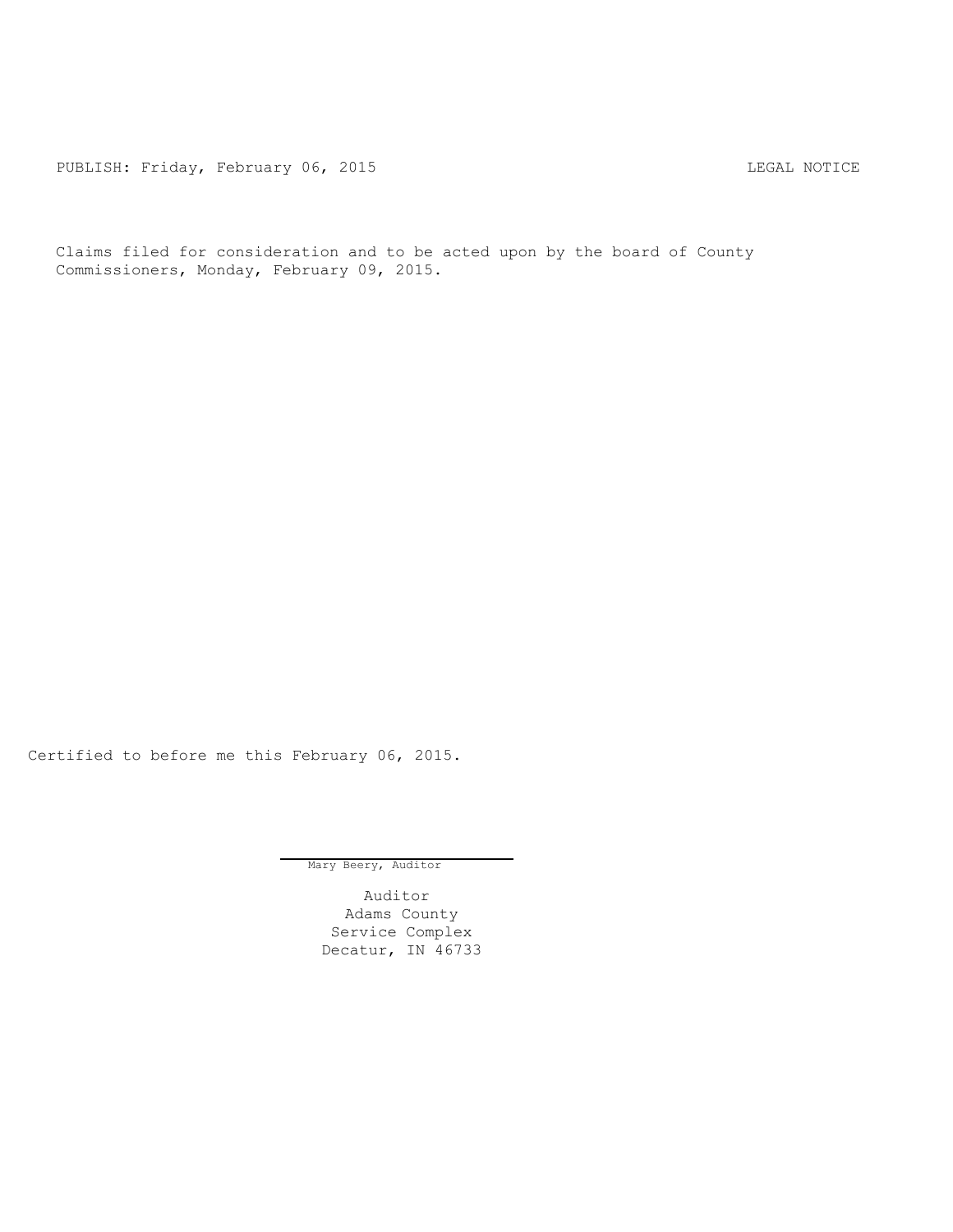PUBLISH: Friday, February 06, 2015 LEGAL NOTICE

Claims filed for consideration and to be acted upon by the board of County Commissioners, Monday, February 09, 2015.

Certified to before me this February 06, 2015.

Mary Beery, Auditor

Auditor
Adams County
Service Complex
Decatur, IN 46733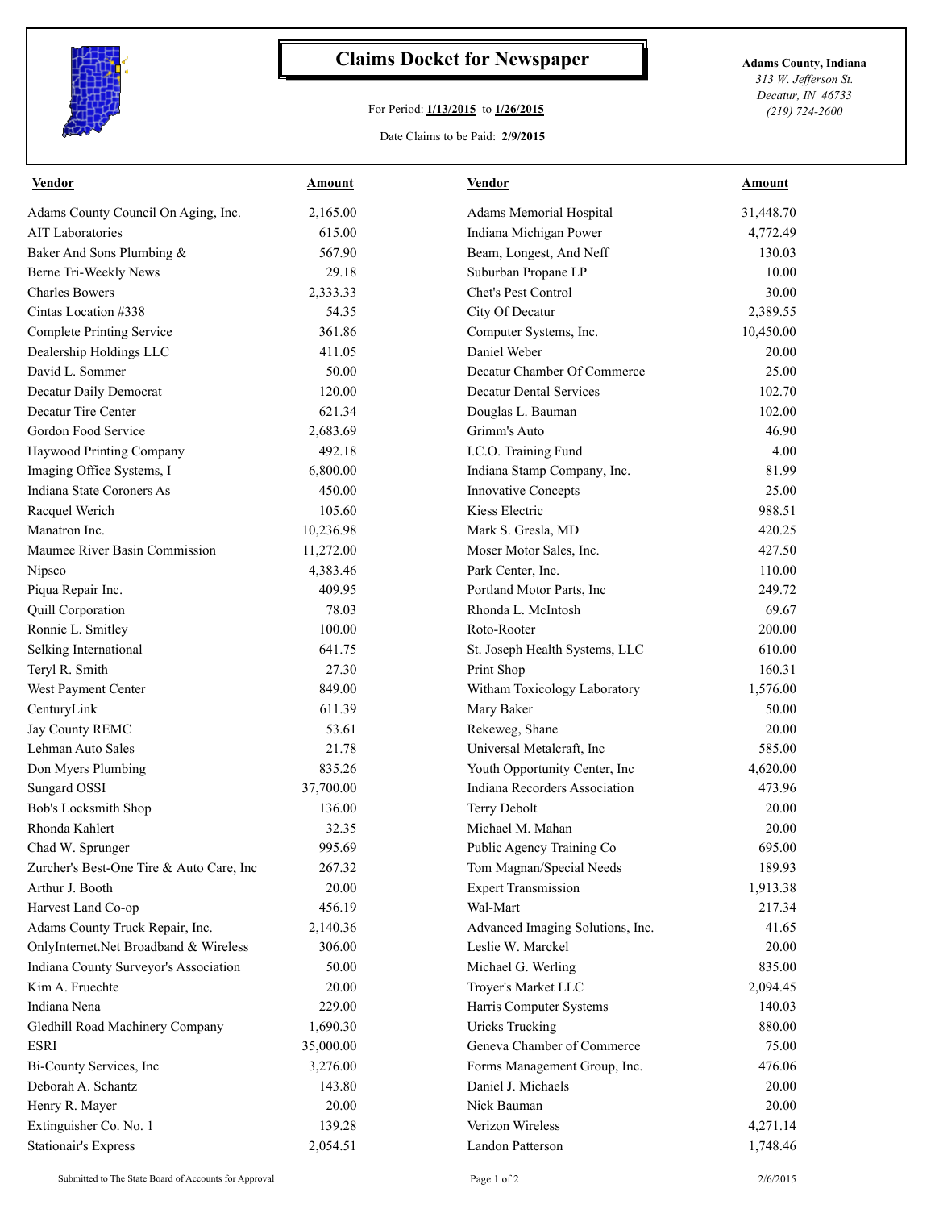# Claims Docket for Newspaper

For Period: **1/13/2015** to **1/26/2015**

Date Claims to be Paid: **2/9/2015**

**Adams County, Indiana**
*313 W. Jefferson St.*
*Decatur, IN 46733*
*(219) 724-2600*

| Vendor | Amount | Vendor | Amount |
|---|---|---|---|
| Adams County Council On Aging, Inc. | 2,165.00 | Adams Memorial Hospital | 31,448.70 |
| AIT Laboratories | 615.00 | Indiana Michigan Power | 4,772.49 |
| Baker And Sons Plumbing & | 567.90 | Beam, Longest, And Neff | 130.03 |
| Berne Tri-Weekly News | 29.18 | Suburban Propane LP | 10.00 |
| Charles Bowers | 2,333.33 | Chet's Pest Control | 30.00 |
| Cintas Location #338 | 54.35 | City Of Decatur | 2,389.55 |
| Complete Printing Service | 361.86 | Computer Systems, Inc. | 10,450.00 |
| Dealership Holdings LLC | 411.05 | Daniel Weber | 20.00 |
| David L. Sommer | 50.00 | Decatur Chamber Of Commerce | 25.00 |
| Decatur Daily Democrat | 120.00 | Decatur Dental Services | 102.70 |
| Decatur Tire Center | 621.34 | Douglas L. Bauman | 102.00 |
| Gordon Food Service | 2,683.69 | Grimm's Auto | 46.90 |
| Haywood Printing Company | 492.18 | I.C.O. Training Fund | 4.00 |
| Imaging Office Systems, I | 6,800.00 | Indiana Stamp Company, Inc. | 81.99 |
| Indiana State Coroners As | 450.00 | Innovative Concepts | 25.00 |
| Racquel Werich | 105.60 | Kiess Electric | 988.51 |
| Manatron Inc. | 10,236.98 | Mark S. Gresla, MD | 420.25 |
| Maumee River Basin Commission | 11,272.00 | Moser Motor Sales, Inc. | 427.50 |
| Nipsco | 4,383.46 | Park Center, Inc. | 110.00 |
| Piqua Repair Inc. | 409.95 | Portland Motor Parts, Inc | 249.72 |
| Quill Corporation | 78.03 | Rhonda L. McIntosh | 69.67 |
| Ronnie L. Smitley | 100.00 | Roto-Rooter | 200.00 |
| Selking International | 641.75 | St. Joseph Health Systems, LLC | 610.00 |
| Teryl R. Smith | 27.30 | Print Shop | 160.31 |
| West Payment Center | 849.00 | Witham Toxicology Laboratory | 1,576.00 |
| CenturyLink | 611.39 | Mary Baker | 50.00 |
| Jay County REMC | 53.61 | Rekeweg, Shane | 20.00 |
| Lehman Auto Sales | 21.78 | Universal Metalcraft, Inc | 585.00 |
| Don Myers Plumbing | 835.26 | Youth Opportunity Center, Inc | 4,620.00 |
| Sungard OSSI | 37,700.00 | Indiana Recorders Association | 473.96 |
| Bob's Locksmith Shop | 136.00 | Terry Debolt | 20.00 |
| Rhonda Kahlert | 32.35 | Michael M. Mahan | 20.00 |
| Chad W. Sprunger | 995.69 | Public Agency Training Co | 695.00 |
| Zurcher's Best-One Tire & Auto Care, Inc | 267.32 | Tom Magnan/Special Needs | 189.93 |
| Arthur J. Booth | 20.00 | Expert Transmission | 1,913.38 |
| Harvest Land Co-op | 456.19 | Wal-Mart | 217.34 |
| Adams County Truck Repair, Inc. | 2,140.36 | Advanced Imaging Solutions, Inc. | 41.65 |
| OnlyInternet.Net Broadband & Wireless | 306.00 | Leslie W. Marckel | 20.00 |
| Indiana County Surveyor's Association | 50.00 | Michael G. Werling | 835.00 |
| Kim A. Fruechte | 20.00 | Troyer's Market LLC | 2,094.45 |
| Indiana Nena | 229.00 | Harris Computer Systems | 140.03 |
| Gledhill Road Machinery Company | 1,690.30 | Uricks Trucking | 880.00 |
| ESRI | 35,000.00 | Geneva Chamber of Commerce | 75.00 |
| Bi-County Services, Inc | 3,276.00 | Forms Management Group, Inc. | 476.06 |
| Deborah A. Schantz | 143.80 | Daniel J. Michaels | 20.00 |
| Henry R. Mayer | 20.00 | Nick Bauman | 20.00 |
| Extinguisher Co. No. 1 | 139.28 | Verizon Wireless | 4,271.14 |
| Stationair's Express | 2,054.51 | Landon Patterson | 1,748.46 |

Submitted to The State Board of Accounts for Approval

2/6/2015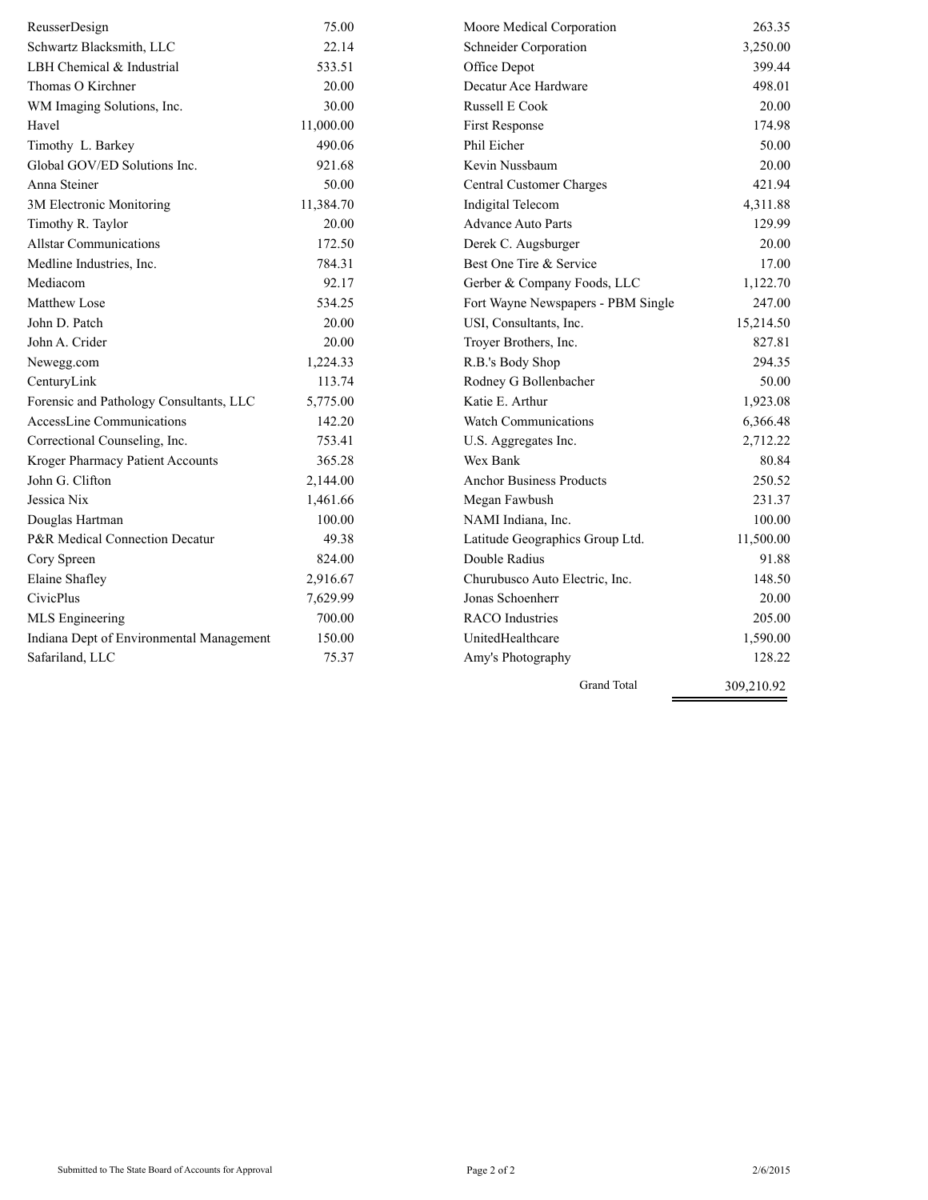| | |
|---|---|
| ReusserDesign | 75.00 |
| Schwartz Blacksmith, LLC | 22.14 |
| LBH Chemical & Industrial | 533.51 |
| Thomas O Kirchner | 20.00 |
| WM Imaging Solutions, Inc. | 30.00 |
| Havel | 11,000.00 |
| Timothy L. Barkey | 490.06 |
| Global GOV/ED Solutions Inc. | 921.68 |
| Anna Steiner | 50.00 |
| 3M Electronic Monitoring | 11,384.70 |
| Timothy R. Taylor | 20.00 |
| Allstar Communications | 172.50 |
| Medline Industries, Inc. | 784.31 |
| Mediacom | 92.17 |
| Matthew Lose | 534.25 |
| John D. Patch | 20.00 |
| John A. Crider | 20.00 |
| Newegg.com | 1,224.33 |
| CenturyLink | 113.74 |
| Forensic and Pathology Consultants, LLC | 5,775.00 |
| AccessLine Communications | 142.20 |
| Correctional Counseling, Inc. | 753.41 |
| Kroger Pharmacy Patient Accounts | 365.28 |
| John G. Clifton | 2,144.00 |
| Jessica Nix | 1,461.66 |
| Douglas Hartman | 100.00 |
| P&R Medical Connection Decatur | 49.38 |
| Cory Spreen | 824.00 |
| Elaine Shafley | 2,916.67 |
| CivicPlus | 7,629.99 |
| MLS Engineering | 700.00 |
| Indiana Dept of Environmental Management | 150.00 |
| Safariland, LLC | 75.37 |
| Moore Medical Corporation | 263.35 |
| Schneider Corporation | 3,250.00 |
| Office Depot | 399.44 |
| Decatur Ace Hardware | 498.01 |
| Russell E Cook | 20.00 |
| First Response | 174.98 |
| Phil Eicher | 50.00 |
| Kevin Nussbaum | 20.00 |
| Central Customer Charges | 421.94 |
| Indigital Telecom | 4,311.88 |
| Advance Auto Parts | 129.99 |
| Derek C. Augsburger | 20.00 |
| Best One Tire & Service | 17.00 |
| Gerber & Company Foods, LLC | 1,122.70 |
| Fort Wayne Newspapers - PBM Single | 247.00 |
| USI, Consultants, Inc. | 15,214.50 |
| Troyer Brothers, Inc. | 827.81 |
| R.B.'s Body Shop | 294.35 |
| Rodney G Bollenbacher | 50.00 |
| Katie E. Arthur | 1,923.08 |
| Watch Communications | 6,366.48 |
| U.S. Aggregates Inc. | 2,712.22 |
| Wex Bank | 80.84 |
| Anchor Business Products | 250.52 |
| Megan Fawbush | 231.37 |
| NAMI Indiana, Inc. | 100.00 |
| Latitude Geographics Group Ltd. | 11,500.00 |
| Double Radius | 91.88 |
| Churubusco Auto Electric, Inc. | 148.50 |
| Jonas Schoenherr | 20.00 |
| RACO Industries | 205.00 |
| UnitedHealthcare | 1,590.00 |
| Amy's Photography | 128.22 |
| Grand Total | 309,210.92 |

Submitted to The State Board of Accounts for Approval

2/6/2015